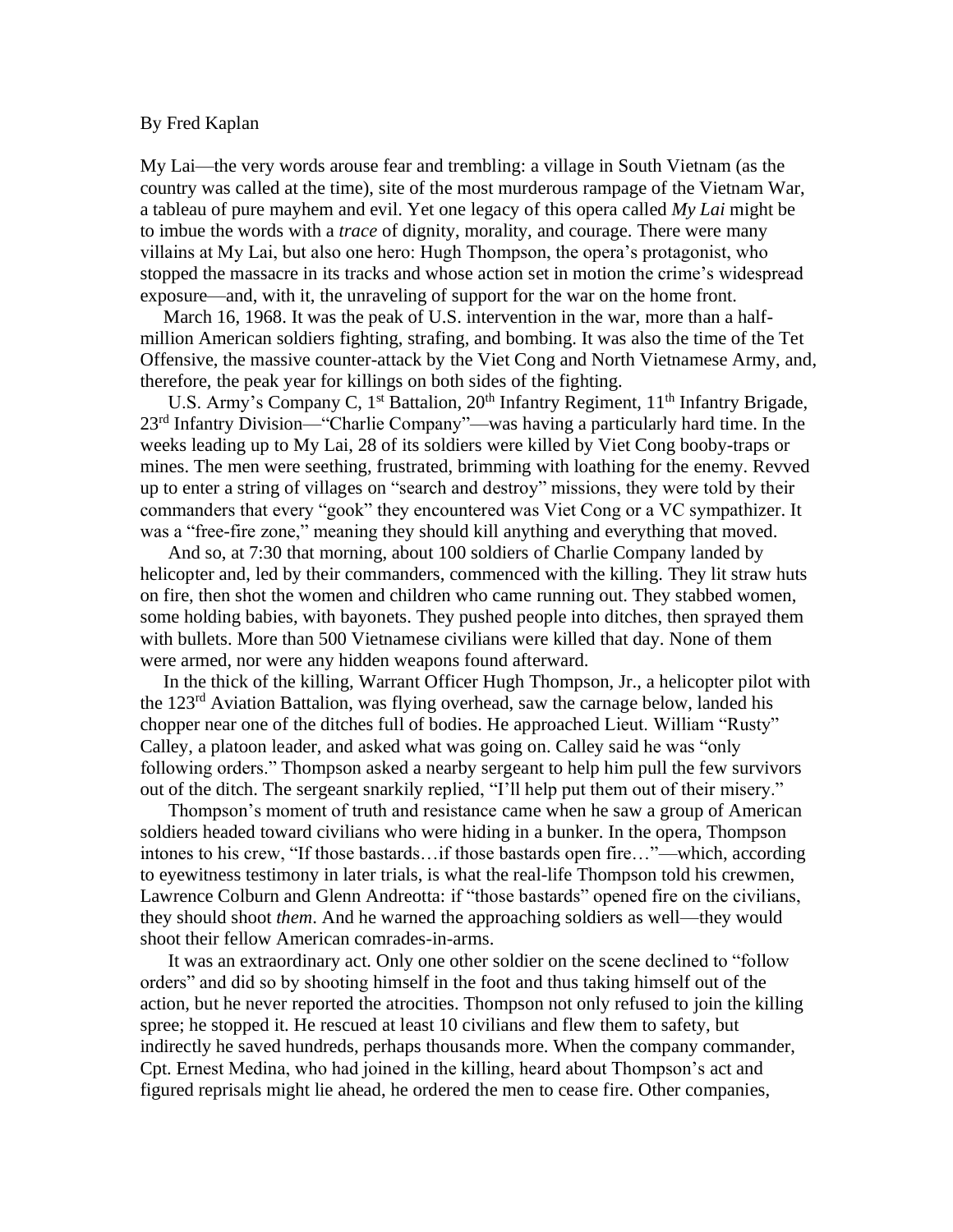By Fred Kaplan

My Lai—the very words arouse fear and trembling: a village in South Vietnam (as the country was called at the time), site of the most murderous rampage of the Vietnam War, a tableau of pure mayhem and evil. Yet one legacy of this opera called *My Lai* might be to imbue the words with a *trace* of dignity, morality, and courage. There were many villains at My Lai, but also one hero: Hugh Thompson, the opera's protagonist, who stopped the massacre in its tracks and whose action set in motion the crime's widespread exposure—and, with it, the unraveling of support for the war on the home front.

March 16, 1968. It was the peak of U.S. intervention in the war, more than a half-million American soldiers fighting, strafing, and bombing. It was also the time of the Tet Offensive, the massive counter-attack by the Viet Cong and North Vietnamese Army, and, therefore, the peak year for killings on both sides of the fighting.

U.S. Army's Company C, 1st Battalion, 20th Infantry Regiment, 11th Infantry Brigade, 23rd Infantry Division—"Charlie Company"—was having a particularly hard time. In the weeks leading up to My Lai, 28 of its soldiers were killed by Viet Cong booby-traps or mines. The men were seething, frustrated, brimming with loathing for the enemy. Revved up to enter a string of villages on "search and destroy" missions, they were told by their commanders that every "gook" they encountered was Viet Cong or a VC sympathizer. It was a "free-fire zone," meaning they should kill anything and everything that moved.

And so, at 7:30 that morning, about 100 soldiers of Charlie Company landed by helicopter and, led by their commanders, commenced with the killing. They lit straw huts on fire, then shot the women and children who came running out. They stabbed women, some holding babies, with bayonets. They pushed people into ditches, then sprayed them with bullets. More than 500 Vietnamese civilians were killed that day. None of them were armed, nor were any hidden weapons found afterward.

In the thick of the killing, Warrant Officer Hugh Thompson, Jr., a helicopter pilot with the 123rd Aviation Battalion, was flying overhead, saw the carnage below, landed his chopper near one of the ditches full of bodies. He approached Lieut. William "Rusty" Calley, a platoon leader, and asked what was going on. Calley said he was "only following orders." Thompson asked a nearby sergeant to help him pull the few survivors out of the ditch. The sergeant snarkily replied, "I'll help put them out of their misery."

Thompson's moment of truth and resistance came when he saw a group of American soldiers headed toward civilians who were hiding in a bunker. In the opera, Thompson intones to his crew, "If those bastards…if those bastards open fire…"—which, according to eyewitness testimony in later trials, is what the real-life Thompson told his crewmen, Lawrence Colburn and Glenn Andreotta: if "those bastards" opened fire on the civilians, they should shoot *them*. And he warned the approaching soldiers as well—they would shoot their fellow American comrades-in-arms.

It was an extraordinary act. Only one other soldier on the scene declined to "follow orders" and did so by shooting himself in the foot and thus taking himself out of the action, but he never reported the atrocities. Thompson not only refused to join the killing spree; he stopped it. He rescued at least 10 civilians and flew them to safety, but indirectly he saved hundreds, perhaps thousands more. When the company commander, Cpt. Ernest Medina, who had joined in the killing, heard about Thompson's act and figured reprisals might lie ahead, he ordered the men to cease fire. Other companies,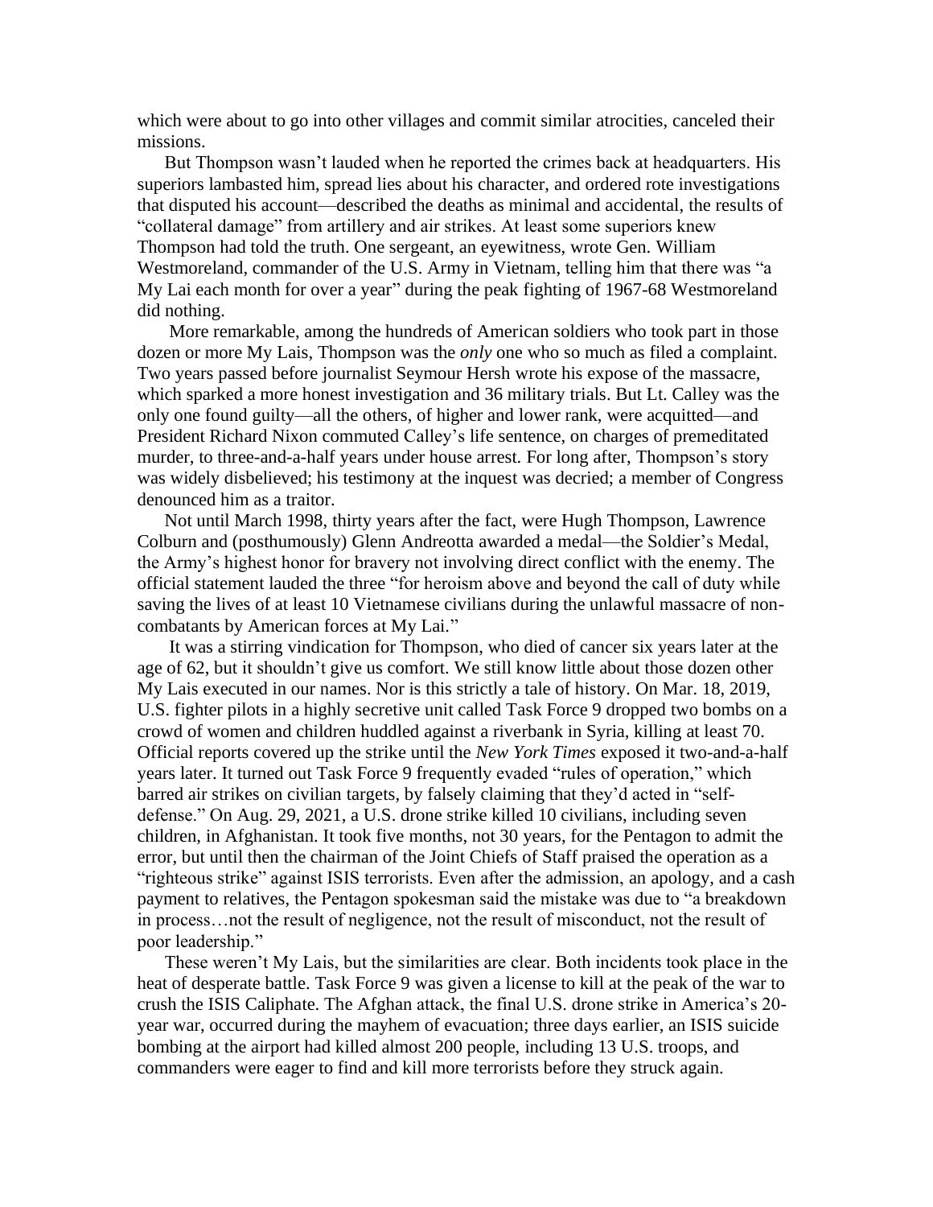which were about to go into other villages and commit similar atrocities, canceled their missions.

But Thompson wasn't lauded when he reported the crimes back at headquarters. His superiors lambasted him, spread lies about his character, and ordered rote investigations that disputed his account—described the deaths as minimal and accidental, the results of "collateral damage" from artillery and air strikes. At least some superiors knew Thompson had told the truth. One sergeant, an eyewitness, wrote Gen. William Westmoreland, commander of the U.S. Army in Vietnam, telling him that there was "a My Lai each month for over a year" during the peak fighting of 1967-68 Westmoreland did nothing.

More remarkable, among the hundreds of American soldiers who took part in those dozen or more My Lais, Thompson was the *only* one who so much as filed a complaint. Two years passed before journalist Seymour Hersh wrote his expose of the massacre, which sparked a more honest investigation and 36 military trials. But Lt. Calley was the only one found guilty—all the others, of higher and lower rank, were acquitted—and President Richard Nixon commuted Calley's life sentence, on charges of premeditated murder, to three-and-a-half years under house arrest. For long after, Thompson's story was widely disbelieved; his testimony at the inquest was decried; a member of Congress denounced him as a traitor.

Not until March 1998, thirty years after the fact, were Hugh Thompson, Lawrence Colburn and (posthumously) Glenn Andreotta awarded a medal—the Soldier's Medal, the Army's highest honor for bravery not involving direct conflict with the enemy. The official statement lauded the three "for heroism above and beyond the call of duty while saving the lives of at least 10 Vietnamese civilians during the unlawful massacre of non-combatants by American forces at My Lai."

It was a stirring vindication for Thompson, who died of cancer six years later at the age of 62, but it shouldn't give us comfort. We still know little about those dozen other My Lais executed in our names. Nor is this strictly a tale of history. On Mar. 18, 2019, U.S. fighter pilots in a highly secretive unit called Task Force 9 dropped two bombs on a crowd of women and children huddled against a riverbank in Syria, killing at least 70. Official reports covered up the strike until the *New York Times* exposed it two-and-a-half years later. It turned out Task Force 9 frequently evaded "rules of operation," which barred air strikes on civilian targets, by falsely claiming that they'd acted in "self-defense." On Aug. 29, 2021, a U.S. drone strike killed 10 civilians, including seven children, in Afghanistan. It took five months, not 30 years, for the Pentagon to admit the error, but until then the chairman of the Joint Chiefs of Staff praised the operation as a "righteous strike" against ISIS terrorists. Even after the admission, an apology, and a cash payment to relatives, the Pentagon spokesman said the mistake was due to "a breakdown in process…not the result of negligence, not the result of misconduct, not the result of poor leadership."

These weren't My Lais, but the similarities are clear. Both incidents took place in the heat of desperate battle. Task Force 9 was given a license to kill at the peak of the war to crush the ISIS Caliphate. The Afghan attack, the final U.S. drone strike in America's 20-year war, occurred during the mayhem of evacuation; three days earlier, an ISIS suicide bombing at the airport had killed almost 200 people, including 13 U.S. troops, and commanders were eager to find and kill more terrorists before they struck again.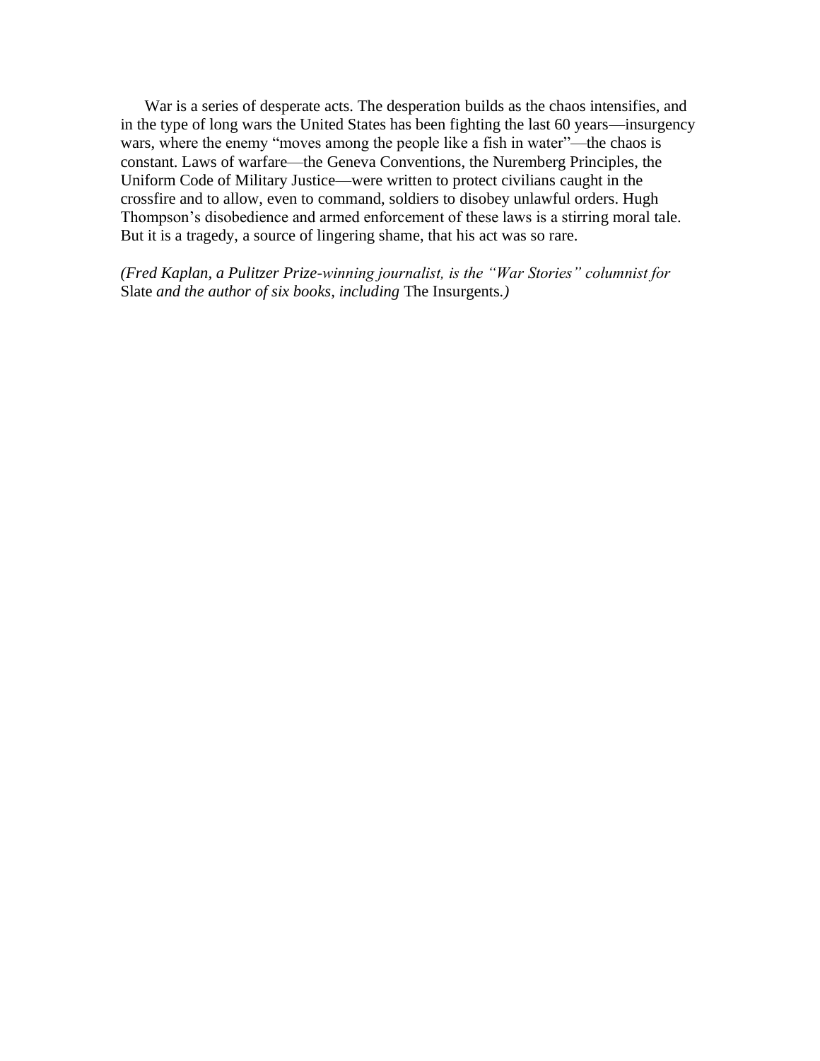War is a series of desperate acts. The desperation builds as the chaos intensifies, and in the type of long wars the United States has been fighting the last 60 years—insurgency wars, where the enemy "moves among the people like a fish in water"—the chaos is constant. Laws of warfare—the Geneva Conventions, the Nuremberg Principles, the Uniform Code of Military Justice—were written to protect civilians caught in the crossfire and to allow, even to command, soldiers to disobey unlawful orders. Hugh Thompson's disobedience and armed enforcement of these laws is a stirring moral tale. But it is a tragedy, a source of lingering shame, that his act was so rare.

*(Fred Kaplan, a Pulitzer Prize-winning journalist, is the "War Stories" columnist for* Slate *and the author of six books, including* The Insurgents*.)*